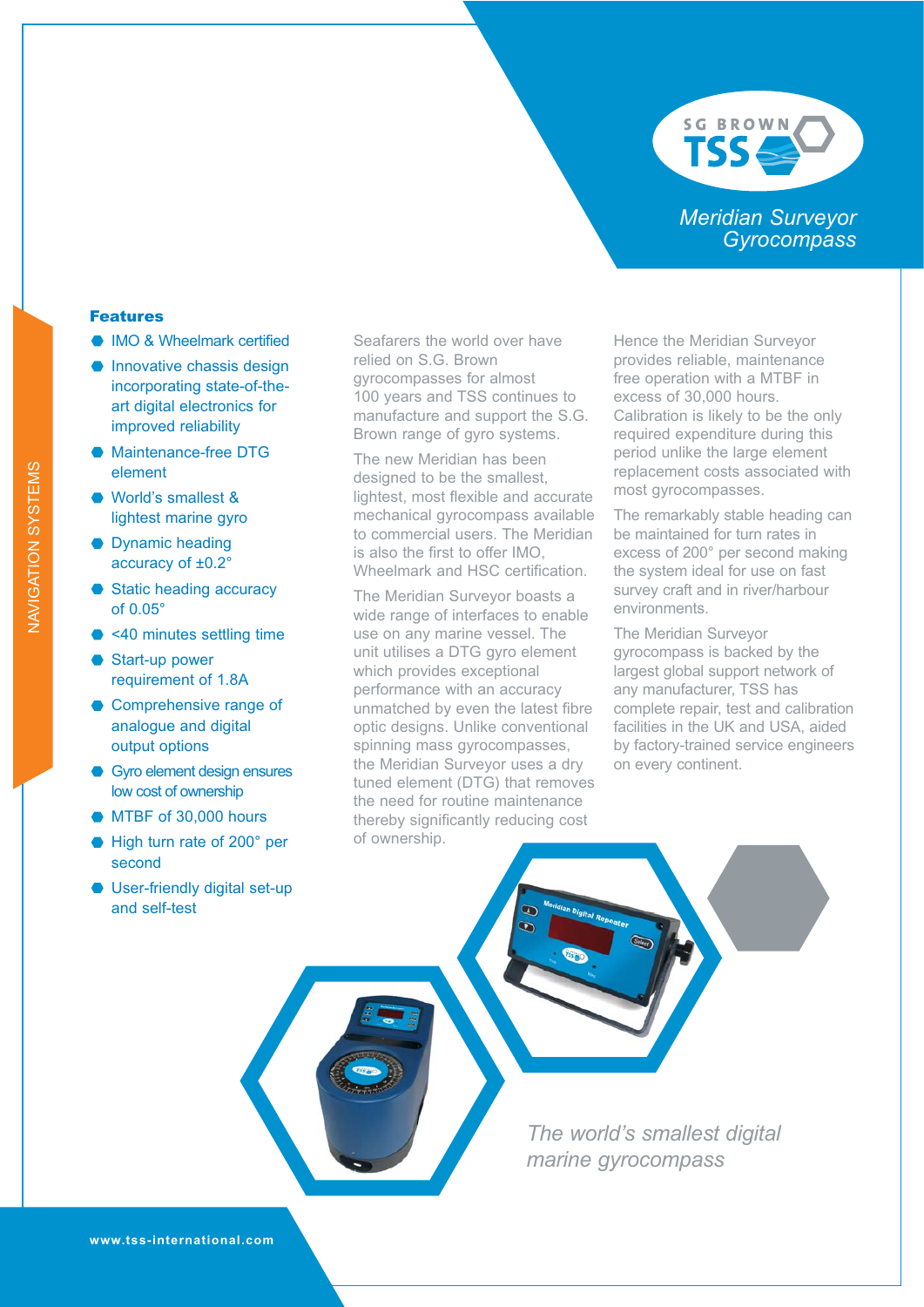SG BROWN TSS

# Meridian Surveyor Gyrocompass

NAVIGATION SYSTEMS

## Features

- IMO & Wheelmark certified
- Innovative chassis design incorporating state-of-the-art digital electronics for improved reliability
- Maintenance-free DTG element
- World's smallest & lightest marine gyro
- Dynamic heading accuracy of ±0.2°
- Static heading accuracy of 0.05°
- <40 minutes settling time
- Start-up power requirement of 1.8A
- Comprehensive range of analogue and digital output options
- Gyro element design ensures low cost of ownership
- MTBF of 30,000 hours
- High turn rate of 200° per second
- User-friendly digital set-up and self-test

Seafarers the world over have relied on S.G. Brown gyrocompasses for almost 100 years and TSS continues to manufacture and support the S.G. Brown range of gyro systems.

The new Meridian has been designed to be the smallest, lightest, most flexible and accurate mechanical gyrocompass available to commercial users. The Meridian is also the first to offer IMO, Wheelmark and HSC certification.

The Meridian Surveyor boasts a wide range of interfaces to enable use on any marine vessel. The unit utilises a DTG gyro element which provides exceptional performance with an accuracy unmatched by even the latest fibre optic designs. Unlike conventional spinning mass gyrocompasses, the Meridian Surveyor uses a dry tuned element (DTG) that removes the need for routine maintenance thereby significantly reducing cost of ownership.

Hence the Meridian Surveyor provides reliable, maintenance free operation with a MTBF in excess of 30,000 hours. Calibration is likely to be the only required expenditure during this period unlike the large element replacement costs associated with most gyrocompasses.

The remarkably stable heading can be maintained for turn rates in excess of 200° per second making the system ideal for use on fast survey craft and in river/harbour environments.

The Meridian Surveyor gyrocompass is backed by the largest global support network of any manufacturer, TSS has complete repair, test and calibration facilities in the UK and USA, aided by factory-trained service engineers on every continent.

*The world's smallest digital marine gyrocompass*

www.tss-international.com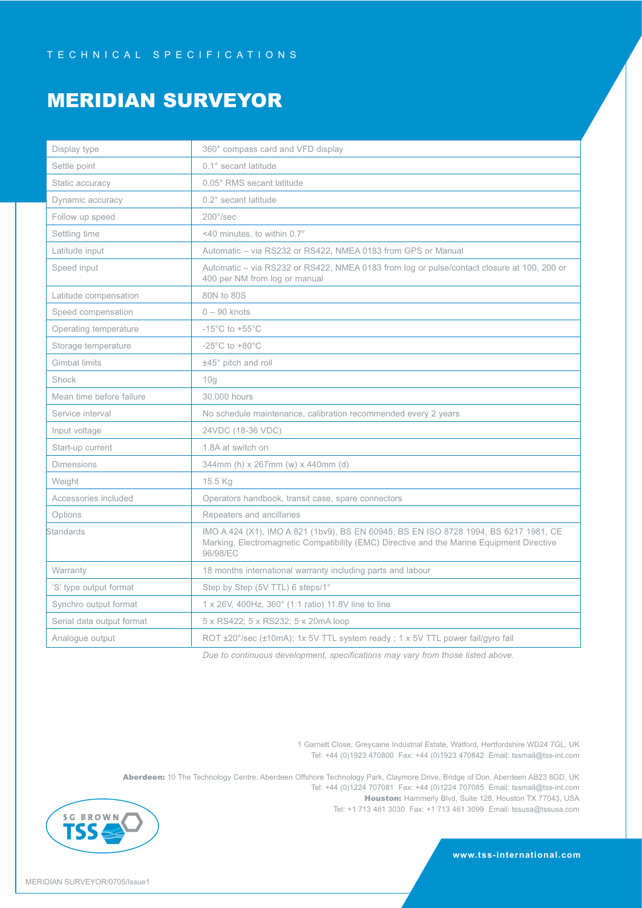TECHNICAL SPECIFICATIONS

# MERIDIAN SURVEYOR

| | |
|---|---|
| Display type | 360° compass card and VFD display |
| Settle point | 0.1° secant latitude |
| Static accuracy | 0.05° RMS secant latitude |
| Dynamic accuracy | 0.2° secant latitude |
| Follow up speed | 200°/sec |
| Settling time | <40 minutes, to within 0.7° |
| Latitude input | Automatic – via RS232 or RS422, NMEA 0183 from GPS or Manual |
| Speed input | Automatic – via RS232 or RS422, NMEA 0183 from log or pulse/contact closure at 100, 200 or 400 per NM from log or manual |
| Latitude compensation | 80N to 80S |
| Speed compensation | 0 – 90 knots |
| Operating temperature | -15°C to +55°C |
| Storage temperature | -25°C to +80°C |
| Gimbal limits | ±45° pitch and roll |
| Shock | 10g |
| Mean time before failure | 30,000 hours |
| Service interval | No schedule maintenance, calibration recommended every 2 years |
| Input voltage | 24VDC (18-36 VDC) |
| Start-up current | 1.8A at switch on |
| Dimensions | 344mm (h) x 267mm (w) x 440mm (d) |
| Weight | 15.5 Kg |
| Accessories included | Operators handbook, transit case, spare connectors |
| Options | Repeaters and ancillaries |
| Standards | IMO A 424 (X1), IMO A 821 (1bv9), BS EN 60945, BS EN ISO 8728 1994, BS 6217 1981, CE Marking, Electromagnetic Compatibility (EMC) Directive and the Marine Equipment Directive 96/98/EC |
| Warranty | 18 months international warranty including parts and labour |
| 'S' type output format | Step by Step (5V TTL) 6 steps/1° |
| Synchro output format | 1 x 26V, 400Hz, 360° (1:1 ratio) 11.8V line to line |
| Serial data output format | 5 x RS422; 5 x RS232; 5 x 20mA loop |
| Analogue output | ROT ±20°/sec (±10mA); 1x 5V TTL system ready ; 1 x 5V TTL power fail/gyro fail |

*Due to continuous development, specifications may vary from those listed above.*

1 Garnett Close, Greycaine Industrial Estate, Watford, Hertfordshire WD24 7GL, UK
Tel: +44 (0)1923 470800 Fax: +44 (0)1923 470842 Email: tssmail@tss-int.com

**Aberdeen:** 10 The Technology Centre, Aberdeen Offshore Technology Park, Claymore Drive, Bridge of Don, Aberdeen AB23 8GD, UK
Tel: +44 (0)1224 707081 Fax: +44 (0)1224 707085 Email: tssmail@tss-int.com

**Houston:** Hammerly Blvd, Suite 128, Houston TX 77043, USA
Tel: +1 713 461 3030 Fax: +1 713 461 3099 Email: tssusa@tssusa.com

SG BROWN TSS

**www.tss-international.com**

MERIDIAN SURVEYOR/0705/Issue1